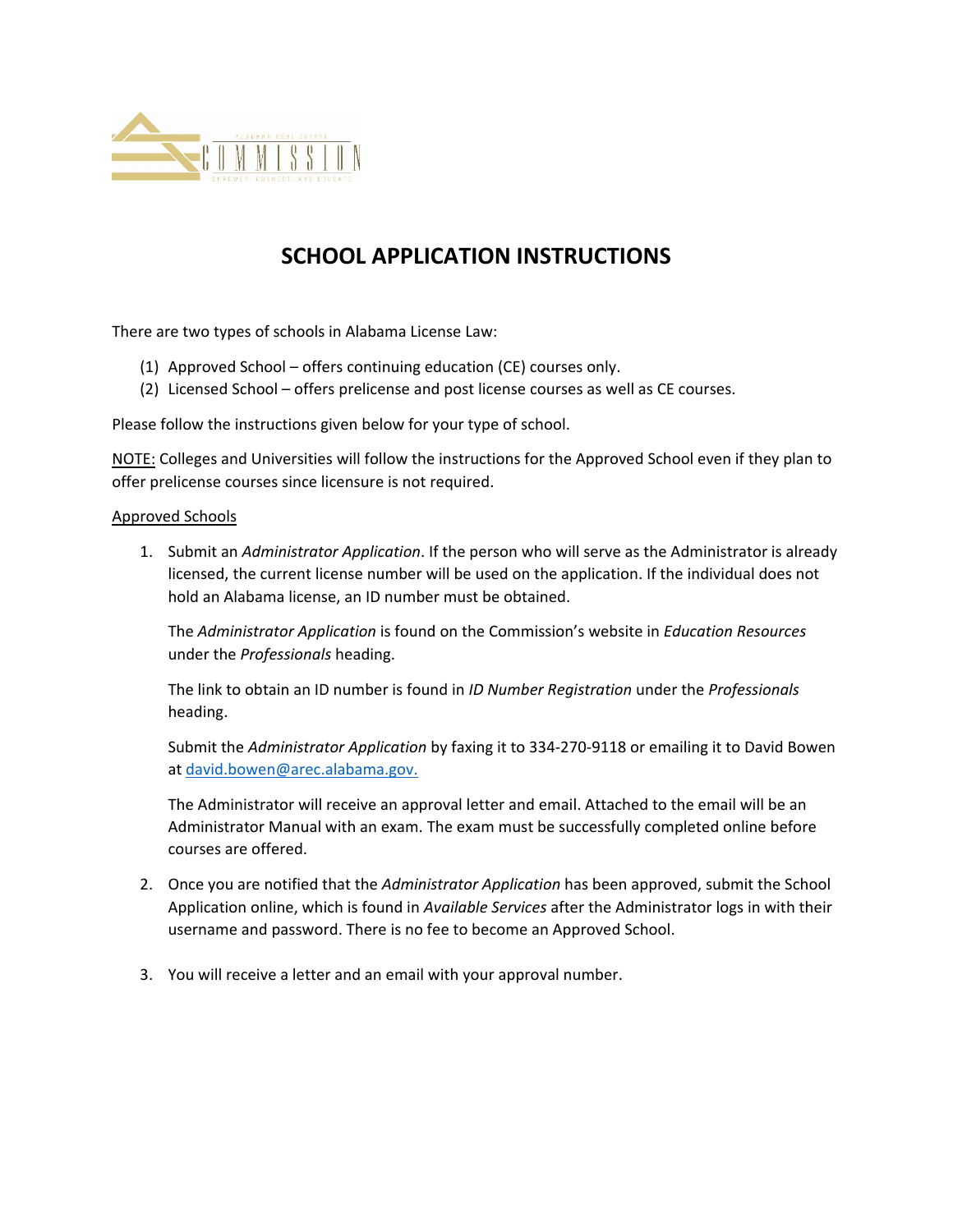# SCHOOL APPLICATION INSTRUCTIONS

There are two types of schools in Alabama License Law:

(1) Approved School – offers continuing education (CE) courses only.
(2) Licensed School – offers prelicense and post license courses as well as CE courses.

Please follow the instructions given below for your type of school.

NOTE: Colleges and Universities will follow the instructions for the Approved School even if they plan to offer prelicense courses since licensure is not required.

## Approved Schools

1. Submit an *Administrator Application*. If the person who will serve as the Administrator is already licensed, the current license number will be used on the application. If the individual does not hold an Alabama license, an ID number must be obtained.

   The *Administrator Application* is found on the Commission's website in *Education Resources* under the *Professionals* heading.

   The link to obtain an ID number is found in *ID Number Registration* under the *Professionals* heading.

   Submit the *Administrator Application* by faxing it to 334-270-9118 or emailing it to David Bowen at david.bowen@arec.alabama.gov.

   The Administrator will receive an approval letter and email. Attached to the email will be an Administrator Manual with an exam. The exam must be successfully completed online before courses are offered.

2. Once you are notified that the *Administrator Application* has been approved, submit the School Application online, which is found in *Available Services* after the Administrator logs in with their username and password. There is no fee to become an Approved School.

3. You will receive a letter and an email with your approval number.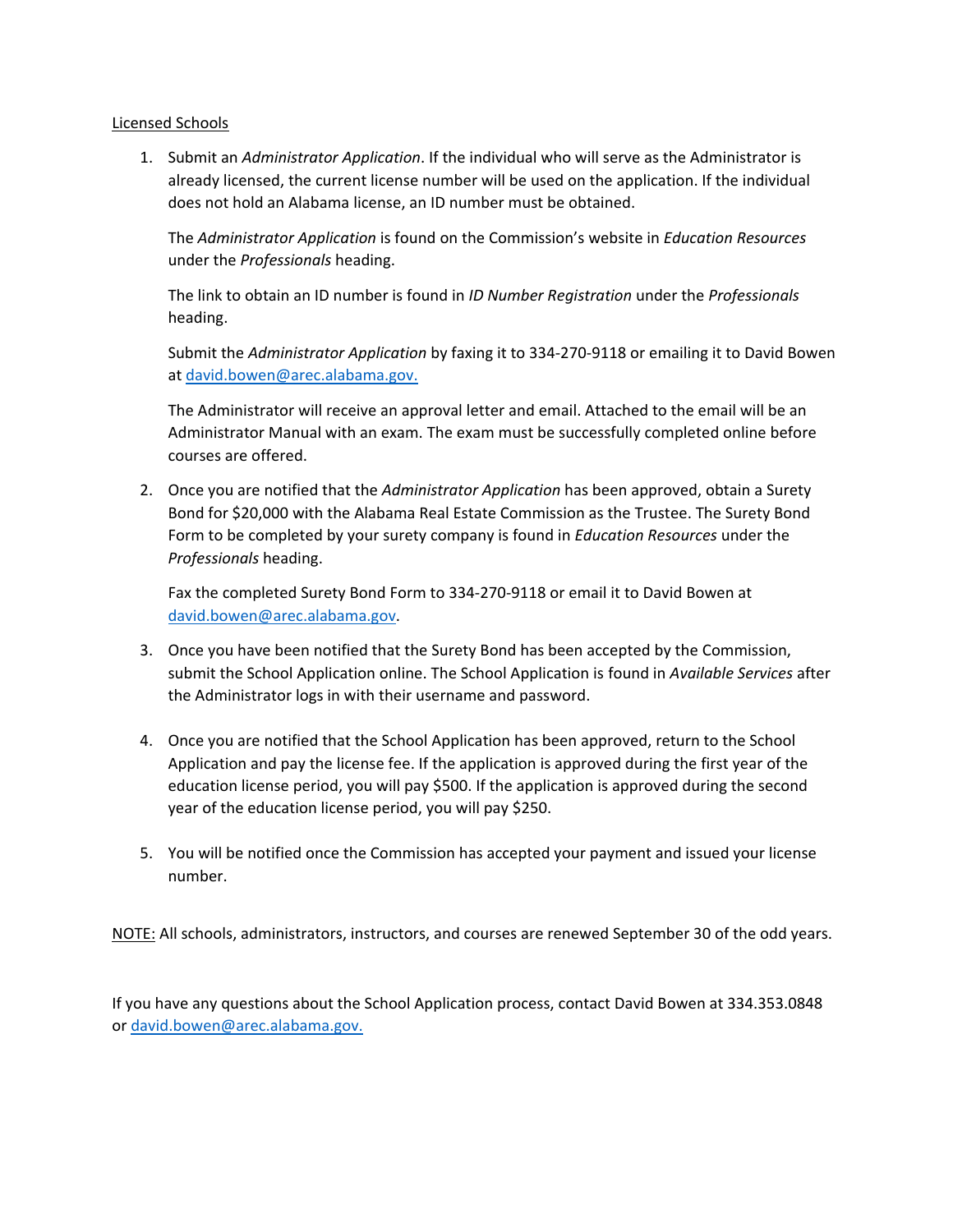Licensed Schools

1. Submit an *Administrator Application*. If the individual who will serve as the Administrator is already licensed, the current license number will be used on the application. If the individual does not hold an Alabama license, an ID number must be obtained.

   The *Administrator Application* is found on the Commission's website in *Education Resources* under the *Professionals* heading.

   The link to obtain an ID number is found in *ID Number Registration* under the *Professionals* heading.

   Submit the *Administrator Application* by faxing it to 334-270-9118 or emailing it to David Bowen at david.bowen@arec.alabama.gov.

   The Administrator will receive an approval letter and email. Attached to the email will be an Administrator Manual with an exam. The exam must be successfully completed online before courses are offered.

2. Once you are notified that the *Administrator Application* has been approved, obtain a Surety Bond for $20,000 with the Alabama Real Estate Commission as the Trustee. The Surety Bond Form to be completed by your surety company is found in *Education Resources* under the *Professionals* heading.

   Fax the completed Surety Bond Form to 334-270-9118 or email it to David Bowen at david.bowen@arec.alabama.gov.

3. Once you have been notified that the Surety Bond has been accepted by the Commission, submit the School Application online. The School Application is found in *Available Services* after the Administrator logs in with their username and password.

4. Once you are notified that the School Application has been approved, return to the School Application and pay the license fee. If the application is approved during the first year of the education license period, you will pay $500. If the application is approved during the second year of the education license period, you will pay $250.

5. You will be notified once the Commission has accepted your payment and issued your license number.

NOTE: All schools, administrators, instructors, and courses are renewed September 30 of the odd years.

If you have any questions about the School Application process, contact David Bowen at 334.353.0848 or david.bowen@arec.alabama.gov.